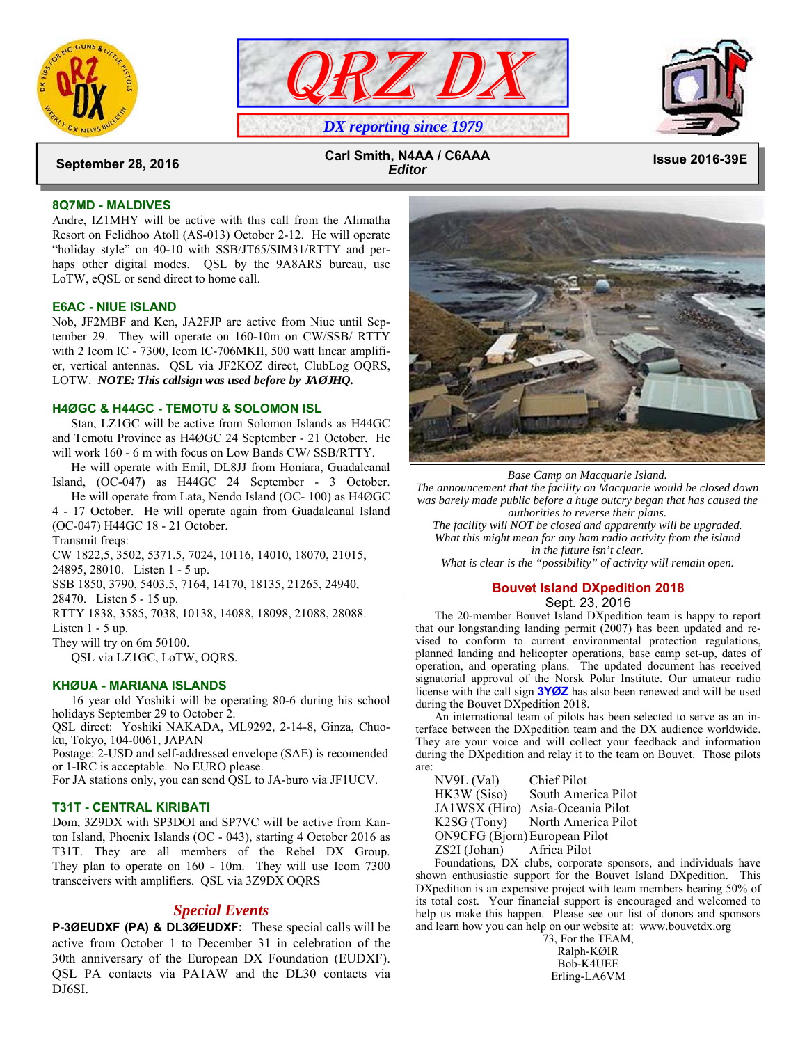# QRZ DX

*DX reporting since 1979*

**September 28, 2016** — **Carl Smith, N4AA / C6AAA** *Editor* — **Issue 2016-39E**

### 8Q7MD - MALDIVES

Andre, IZ1MHY will be active with this call from the Alimatha Resort on Felidhoo Atoll (AS-013) October 2-12. He will operate "holiday style" on 40-10 with SSB/JT65/SIM31/RTTY and perhaps other digital modes. QSL by the 9A8ARS bureau, use LoTW, eQSL or send direct to home call.

### E6AC - NIUE ISLAND

Nob, JF2MBF and Ken, JA2FJP are active from Niue until September 29. They will operate on 160-10m on CW/SSB/ RTTY with 2 Icom IC - 7300, Icom IC-706MKII, 500 watt linear amplifier, vertical antennas. QSL via JF2KOZ direct, ClubLog OQRS, LOTW. ***NOTE: This callsign was used before by JAØJHQ.***

### H4ØGC & H44GC - TEMOTU & SOLOMON ISL

Stan, LZ1GC will be active from Solomon Islands as H44GC and Temotu Province as H4ØGC 24 September - 21 October. He will work 160 - 6 m with focus on Low Bands CW/ SSB/RTTY.

He will operate with Emil, DL8JJ from Honiara, Guadalcanal Island, (OC-047) as H44GC 24 September - 3 October.

He will operate from Lata, Nendo Island (OC- 100) as H4ØGC 4 - 17 October. He will operate again from Guadalcanal Island (OC-047) H44GC 18 - 21 October.

Transmit freqs:

CW 1822,5, 3502, 5371.5, 7024, 10116, 14010, 18070, 21015, 24895, 28010. Listen 1 - 5 up.

SSB 1850, 3790, 5403.5, 7164, 14170, 18135, 21265, 24940, 28470. Listen 5 - 15 up.

RTTY 1838, 3585, 7038, 10138, 14088, 18098, 21088, 28088. Listen 1 - 5 up.

They will try on 6m 50100.

QSL via LZ1GC, LoTW, OQRS.

### KHØUA - MARIANA ISLANDS

16 year old Yoshiki will be operating 80-6 during his school holidays September 29 to October 2.

QSL direct: Yoshiki NAKADA, ML9292, 2-14-8, Ginza, Chuo-ku, Tokyo, 104-0061, JAPAN

Postage: 2-USD and self-addressed envelope (SAE) is recomended or 1-IRC is acceptable. No EURO please.

For JA stations only, you can send QSL to JA-buro via JF1UCV.

### T31T - CENTRAL KIRIBATI

Dom, 3Z9DX with SP3DOI and SP7VC will be active from Kanton Island, Phoenix Islands (OC - 043), starting 4 October 2016 as T31T. They are all members of the Rebel DX Group. They plan to operate on 160 - 10m. They will use Icom 7300 transceivers with amplifiers. QSL via 3Z9DX OQRS

## *Special Events*

**P-3ØEUDXF (PA) & DL3ØEUDXF:** These special calls will be active from October 1 to December 31 in celebration of the 30th anniversary of the European DX Foundation (EUDXF). QSL PA contacts via PA1AW and the DL30 contacts via DJ6SI.

*Base Camp on Macquarie Island.*
*The announcement that the facility on Macquarie would be closed down was barely made public before a huge outcry began that has caused the authorities to reverse their plans.*
*The facility will NOT be closed and apparently will be upgraded. What this might mean for any ham radio activity from the island in the future isn't clear.*
*What is clear is the "possibility" of activity will remain open.*

## Bouvet Island DXpedition 2018

Sept. 23, 2016

The 20-member Bouvet Island DXpedition team is happy to report that our longstanding landing permit (2007) has been updated and revised to conform to current environmental protection regulations, planned landing and helicopter operations, base camp set-up, dates of operation, and operating plans. The updated document has received signatorial approval of the Norsk Polar Institute. Our amateur radio license with the call sign **3YØZ** has also been renewed and will be used during the Bouvet DXpedition 2018.

An international team of pilots has been selected to serve as an interface between the DXpedition team and the DX audience worldwide. They are your voice and will collect your feedback and information during the DXpedition and relay it to the team on Bouvet. Those pilots are:

| | |
|---|---|
| NV9L (Val) | Chief Pilot |
| HK3W (Siso) | South America Pilot |
| JA1WSX (Hiro) | Asia-Oceania Pilot |
| K2SG (Tony) | North America Pilot |
| ON9CFG (Bjorn) | European Pilot |
| ZS2I (Johan) | Africa Pilot |

Foundations, DX clubs, corporate sponsors, and individuals have shown enthusiastic support for the Bouvet Island DXpedition. This DXpedition is an expensive project with team members bearing 50% of its total cost. Your financial support is encouraged and welcomed to help us make this happen. Please see our list of donors and sponsors and learn how you can help on our website at: www.bouvetdx.org

73, For the TEAM,
Ralph-KØIR
Bob-K4UEE
Erling-LA6VM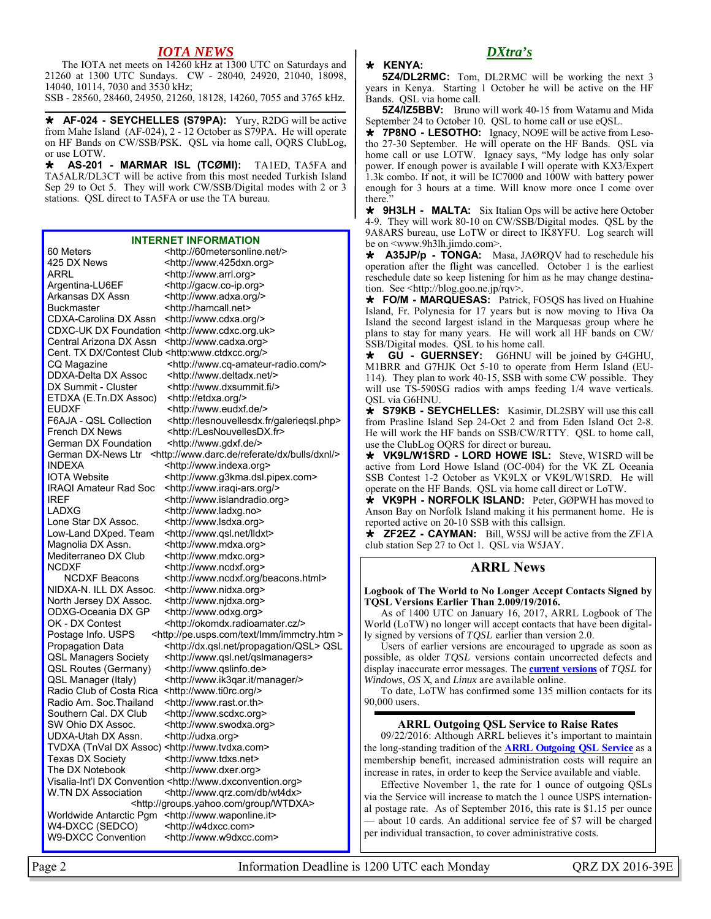## IOTA NEWS

The IOTA net meets on 14260 kHz at 1300 UTC on Saturdays and 21260 at 1300 UTC Sundays. CW - 28040, 24920, 21040, 18098, 14040, 10114, 7030 and 3530 kHz;
SSB - 28560, 28460, 24950, 21260, 18128, 14260, 7055 and 3765 kHz.

★ **AF-024 - SEYCHELLES (S79PA):** Yury, R2DG will be active from Mahe Island (AF-024), 2 - 12 October as S79PA. He will operate on HF Bands on CW/SSB/PSK. QSL via home call, OQRS ClubLog, or use LOTW.

★ **AS-201 - MARMAR ISL (TCØMI):** TA1ED, TA5FA and TA5ALR/DL3CT will be active from this most needed Turkish Island Sep 29 to Oct 5. They will work CW/SSB/Digital modes with 2 or 3 stations. QSL direct to TA5FA or use the TA bureau.

### INTERNET INFORMATION

| | |
|---|---|
| 60 Meters | <http://60metersonline.net/> |
| 425 DX News | <http://www.425dxn.org> |
| ARRL | <http://www.arrl.org> |
| Argentina-LU6EF | <http://gacw.co-ip.org> |
| Arkansas DX Assn | <http://www.adxa.org/> |
| Buckmaster | <http://hamcall.net> |
| CDXA-Carolina DX Assn | <http://www.cdxa.org/> |
| CDXC-UK DX Foundation | <http://www.cdxc.org.uk> |
| Central Arizona DX Assn | <http://www.cadxa.org> |
| Cent. TX DX/Contest Club | <http:www.ctdxcc.org/> |
| CQ Magazine | <http://www.cq-amateur-radio.com/> |
| DDXA-Delta DX Assoc | <http://www.deltadx.net/> |
| DX Summit - Cluster | <http://www.dxsummit.fi/> |
| ETDXA (E.Tn.DX Assoc) | <http://etdxa.org/> |
| EUDXF | <http://www.eudxf.de/> |
| F6AJA - QSL Collection | <http://lesnouvellesdx.fr/galerieqsl.php> |
| French DX News | <http://LesNouvellesDX.fr> |
| German DX Foundation | <http://www.gdxf.de/> |
| German DX-News Ltr | <http://www.darc.de/referate/dx/bulls/dxnl/> |
| INDEXA | <http://www.indexa.org> |
| IOTA Website | <http://www.g3kma.dsl.pipex.com> |
| IRAQI Amateur Rad Soc | <http://www.iraqi-ars.org/> |
| IREF | <http://www.islandradio.org> |
| LADXG | <http://www.ladxg.no> |
| Lone Star DX Assoc. | <http://www.lsdxa.org> |
| Low-Land DXped. Team | <http://www.qsl.net/lldxt> |
| Magnolia DX Assn. | <http://www.mdxa.org> |
| Mediterraneo DX Club | <http://www.mdxc.org> |
| NCDXF | <http://www.ncdxf.org> |
| NCDXF Beacons | <http://www.ncdxf.org/beacons.html> |
| NIDXA-N. ILL DX Assoc. | <http://www.nidxa.org> |
| North Jersey DX Assoc. | <http://www.njdxa.org> |
| ODXG-Oceania DX GP | <http://www.odxg.org> |
| OK - DX Contest | <http://okomdx.radioamater.cz/> |
| Postage Info. USPS | <http://pe.usps.com/text/Imm/immctry.htm > |
| Propagation Data | <http://dx.qsl.net/propagation/QSL> QSL |
| QSL Managers Society | <http://www.qsl.net/qslmanagers> |
| QSL Routes (Germany) | <http://www.qslinfo.de> |
| QSL Manager (Italy) | <http://www.ik3qar.it/manager/> |
| Radio Club of Costa Rica | <http://www.ti0rc.org/> |
| Radio Am. Soc.Thailand | <http://www.rast.or.th> |
| Southern Cal. DX Club | <http://www.scdxc.org> |
| SW Ohio DX Assoc. | <http://www.swodxa.org> |
| UDXA-Utah DX Assn. | <http://udxa.org> |
| TVDXA (TnVal DX Assoc) | <http://www.tvdxa.com> |
| Texas DX Society | <http://www.tdxs.net> |
| The DX Notebook | <http://www.dxer.org> |
| Visalia-Int'l DX Convention | <http://www.dxconvention.org> |
| W.TN DX Association | <http://www.qrz.com/db/wt4dx> <http://groups.yahoo.com/group/WTDXA> |
| Worldwide Antarctic Pgm | <http://www.waponline.it> |
| W4-DXCC (SEDCO) | <http://w4dxcc.com> |
| W9-DXCC Convention | <http://www.w9dxcc.com> |

## DXtra's

★ **KENYA:**

**5Z4/DL2RMC:** Tom, DL2RMC will be working the next 3 years in Kenya. Starting 1 October he will be active on the HF Bands. QSL via home call.

**5Z4/IZ5BBV:** Bruno will work 40-15 from Watamu and Mida September 24 to October 10. QSL to home call or use eQSL.

★ **7P8NO - LESOTHO:** Ignacy, NO9E will be active from Lesotho 27-30 September. He will operate on the HF Bands. QSL via home call or use LOTW. Ignacy says, "My lodge has only solar power. If enough power is available I will operate with KX3/Expert 1.3k combo. If not, it will be IC7000 and 100W with battery power enough for 3 hours at a time. Will know more once I come over there."

★ **9H3LH - MALTA:** Six Italian Ops will be active here October 4-9. They will work 80-10 on CW/SSB/Digital modes. QSL by the 9A8ARS bureau, use LoTW or direct to IK8YFU. Log search will be on <www.9h3lh.jimdo.com>.

★ **A35JP/p - TONGA:** Masa, JAØRQV had to reschedule his operation after the flight was cancelled. October 1 is the earliest reschedule date so keep listening for him as he may change destination. See <http://blog.goo.ne.jp/rqv>.

★ **FO/M - MARQUESAS:** Patrick, FO5QS has lived on Huahine Island, Fr. Polynesia for 17 years but is now moving to Hiva Oa Island the second largest island in the Marquesas group where he plans to stay for many years. He will work all HF bands on CW/SSB/Digital modes. QSL to his home call.

★ **GU - GUERNSEY:** G6HNU will be joined by G4GHU, M1BRR and G7HJK Oct 5-10 to operate from Herm Island (EU-114). They plan to work 40-15, SSB with some CW possible. They will use TS-590SG radios with amps feeding 1/4 wave verticals. QSL via G6HNU.

★ **S79KB - SEYCHELLES:** Kasimir, DL2SBY will use this call from Prasline Island Sep 24-Oct 2 and from Eden Island Oct 2-8. He will work the HF bands on SSB/CW/RTTY. QSL to home call, use the ClubLog OQRS for direct or bureau.

★ **VK9L/W1SRD - LORD HOWE ISL:** Steve, W1SRD will be active from Lord Howe Island (OC-004) for the VK ZL Oceania SSB Contest 1-2 October as VK9LX or VK9L/W1SRD. He will operate on the HF Bands. QSL via home call direct or LoTW.

★ **VK9PH - NORFOLK ISLAND:** Peter, GØPWH has moved to Anson Bay on Norfolk Island making it his permanent home. He is reported active on 20-10 SSB with this callsign.

★ **ZF2EZ - CAYMAN:** Bill, W5SJ will be active from the ZF1A club station Sep 27 to Oct 1. QSL via W5JAY.

## ARRL News

**Logbook of The World to No Longer Accept Contacts Signed by TQSL Versions Earlier Than 2.009/19/2016.**

As of 1400 UTC on January 16, 2017, ARRL Logbook of The World (LoTW) no longer will accept contacts that have been digitally signed by versions of *TQSL* earlier than version 2.0.

Users of earlier versions are encouraged to upgrade as soon as possible, as older *TQSL* versions contain uncorrected defects and display inaccurate error messages. The **current versions** of *TQSL* for *Windows*, *OS X*, and *Linux* are available online.

To date, LoTW has confirmed some 135 million contacts for its 90,000 users.

**ARRL Outgoing QSL Service to Raise Rates**

09/22/2016: Although ARRL believes it's important to maintain the long-standing tradition of the **ARRL Outgoing QSL Service** as a membership benefit, increased administration costs will require an increase in rates, in order to keep the Service available and viable.

Effective November 1, the rate for 1 ounce of outgoing QSLs via the Service will increase to match the 1 ounce USPS international postage rate. As of September 2016, this rate is $1.15 per ounce — about 10 cards. An additional service fee of $7 will be charged per individual transaction, to cover administrative costs.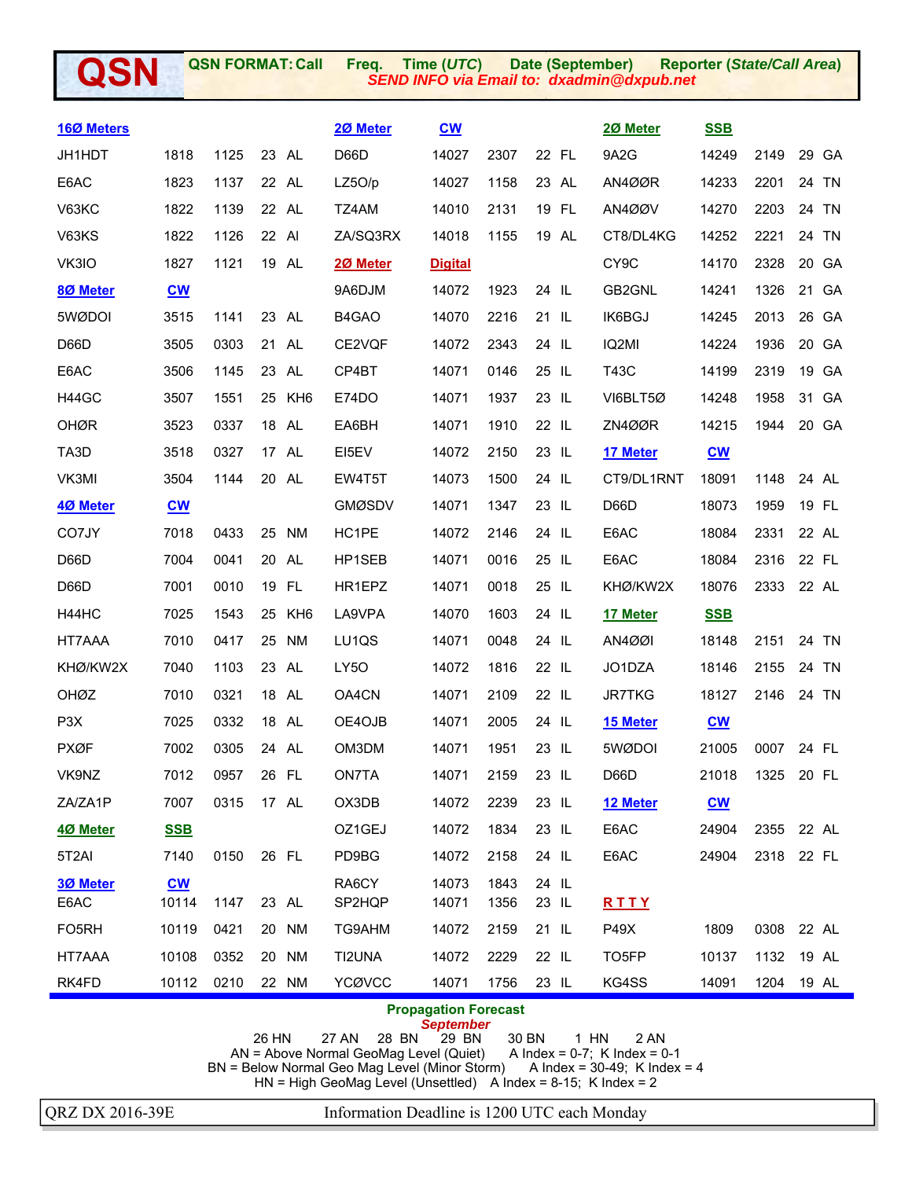# QSN

**QSN FORMAT: Call Freq. Time (UTC) Date (September) Reporter (State/Call Area)**
*SEND INFO via Email to: dxadmin@dxpub.net*

### 16Ø Meters

| Call | Freq. | Time | Date | Reporter |
|---|---|---|---|---|
| JH1HDT | 1818 | 1125 | 23 | AL |
| E6AC | 1823 | 1137 | 22 | AL |
| V63KC | 1822 | 1139 | 22 | AL |
| V63KS | 1822 | 1126 | 22 | Al |
| VK3IO | 1827 | 1121 | 19 | AL |

### 8Ø Meter CW

| Call | Freq. | Time | Date | Reporter |
|---|---|---|---|---|
| 5WØDOI | 3515 | 1141 | 23 | AL |
| D66D | 3505 | 0303 | 21 | AL |
| E6AC | 3506 | 1145 | 23 | AL |
| H44GC | 3507 | 1551 | 25 | KH6 |
| OHØR | 3523 | 0337 | 18 | AL |
| TA3D | 3518 | 0327 | 17 | AL |
| VK3MI | 3504 | 1144 | 20 | AL |

### 4Ø Meter CW

| Call | Freq. | Time | Date | Reporter |
|---|---|---|---|---|
| CO7JY | 7018 | 0433 | 25 | NM |
| D66D | 7004 | 0041 | 20 | AL |
| D66D | 7001 | 0010 | 19 | FL |
| H44HC | 7025 | 1543 | 25 | KH6 |
| HT7AAA | 7010 | 0417 | 25 | NM |
| KHØ/KW2X | 7040 | 1103 | 23 | AL |
| OHØZ | 7010 | 0321 | 18 | AL |
| P3X | 7025 | 0332 | 18 | AL |
| PXØF | 7002 | 0305 | 24 | AL |
| VK9NZ | 7012 | 0957 | 26 | FL |
| ZA/ZA1P | 7007 | 0315 | 17 | AL |

### 4Ø Meter SSB

| Call | Freq. | Time | Date | Reporter |
|---|---|---|---|---|
| 5T2AI | 7140 | 0150 | 26 | FL |

### 3Ø Meter CW

| Call | Freq. | Time | Date | Reporter |
|---|---|---|---|---|
| E6AC | 10114 | 1147 | 23 | AL |
| FO5RH | 10119 | 0421 | 20 | NM |
| HT7AAA | 10108 | 0352 | 20 | NM |
| RK4FD | 10112 | 0210 | 22 | NM |

### 2Ø Meter CW

| Call | Freq. | Time | Date | Reporter |
|---|---|---|---|---|
| D66D | 14027 | 2307 | 22 | FL |
| LZ5O/p | 14027 | 1158 | 23 | AL |
| TZ4AM | 14010 | 2131 | 19 | FL |
| ZA/SQ3RX | 14018 | 1155 | 19 | AL |

### 2Ø Meter Digital

| Call | Freq. | Time | Date | Reporter |
|---|---|---|---|---|
| 9A6DJM | 14072 | 1923 | 24 | IL |
| B4GAO | 14070 | 2216 | 21 | IL |
| CE2VQF | 14072 | 2343 | 24 | IL |
| CP4BT | 14071 | 0146 | 25 | IL |
| E74DO | 14071 | 1937 | 23 | IL |
| EA6BH | 14071 | 1910 | 22 | IL |
| EI5EV | 14072 | 2150 | 23 | IL |
| EW4T5T | 14073 | 1500 | 24 | IL |
| GMØSDV | 14071 | 1347 | 23 | IL |
| HC1PE | 14072 | 2146 | 24 | IL |
| HP1SEB | 14071 | 0016 | 25 | IL |
| HR1EPZ | 14071 | 0018 | 25 | IL |
| LA9VPA | 14070 | 1603 | 24 | IL |
| LU1QS | 14071 | 0048 | 24 | IL |
| LY5O | 14072 | 1816 | 22 | IL |
| OA4CN | 14071 | 2109 | 22 | IL |
| OE4OJB | 14071 | 2005 | 24 | IL |
| OM3DM | 14071 | 1951 | 23 | IL |
| ON7TA | 14071 | 2159 | 23 | IL |
| OX3DB | 14072 | 2239 | 23 | IL |
| OZ1GEJ | 14072 | 1834 | 23 | IL |
| PD9BG | 14072 | 2158 | 24 | IL |
| RA6CY | 14073 | 1843 | 24 | IL |
| SP2HQP | 14071 | 1356 | 23 | IL |
| TG9AHM | 14072 | 2159 | 21 | IL |
| TI2UNA | 14072 | 2229 | 22 | IL |
| YCØVCC | 14071 | 1756 | 23 | IL |

### 2Ø Meter SSB

| Call | Freq. | Time | Date | Reporter |
|---|---|---|---|---|
| 9A2G | 14249 | 2149 | 29 | GA |
| AN4ØØR | 14233 | 2201 | 24 | TN |
| AN4ØØV | 14270 | 2203 | 24 | TN |
| CT8/DL4KG | 14252 | 2221 | 24 | TN |
| CY9C | 14170 | 2328 | 20 | GA |
| GB2GNL | 14241 | 1326 | 21 | GA |
| IK6BGJ | 14245 | 2013 | 26 | GA |
| IQ2MI | 14224 | 1936 | 20 | GA |
| T43C | 14199 | 2319 | 19 | GA |
| VI6BLT5Ø | 14248 | 1958 | 31 | GA |
| ZN4ØØR | 14215 | 1944 | 20 | GA |

### 17 Meter CW

| Call | Freq. | Time | Date | Reporter |
|---|---|---|---|---|
| CT9/DL1RNT | 18091 | 1148 | 24 | AL |
| D66D | 18073 | 1959 | 19 | FL |
| E6AC | 18084 | 2331 | 22 | AL |
| E6AC | 18084 | 2316 | 22 | FL |
| KHØ/KW2X | 18076 | 2333 | 22 | AL |

### 17 Meter SSB

| Call | Freq. | Time | Date | Reporter |
|---|---|---|---|---|
| AN4ØØI | 18148 | 2151 | 24 | TN |
| JO1DZA | 18146 | 2155 | 24 | TN |
| JR7TKG | 18127 | 2146 | 24 | TN |

### 15 Meter CW

| Call | Freq. | Time | Date | Reporter |
|---|---|---|---|---|
| 5WØDOI | 21005 | 0007 | 24 | FL |
| D66D | 21018 | 1325 | 20 | FL |

### 12 Meter CW

| Call | Freq. | Time | Date | Reporter |
|---|---|---|---|---|
| E6AC | 24904 | 2355 | 22 | AL |
| E6AC | 24904 | 2318 | 22 | FL |

### RTTY

| Call | Freq. | Time | Date | Reporter |
|---|---|---|---|---|
| P49X | 1809 | 0308 | 22 | AL |
| TO5FP | 10137 | 1132 | 19 | AL |
| KG4SS | 14091 | 1204 | 19 | AL |

## Propagation Forecast

*September*

26 HN 27 AN 28 BN 29 BN 30 BN 1 HN 2 AN

AN = Above Normal GeoMag Level (Quiet) A Index = 0-7; K Index = 0-1
BN = Below Normal Geo Mag Level (Minor Storm) A Index = 30-49; K Index = 4
HN = High GeoMag Level (Unsettled) A Index = 8-15; K Index = 2

QRZ DX 2016-39E Information Deadline is 1200 UTC each Monday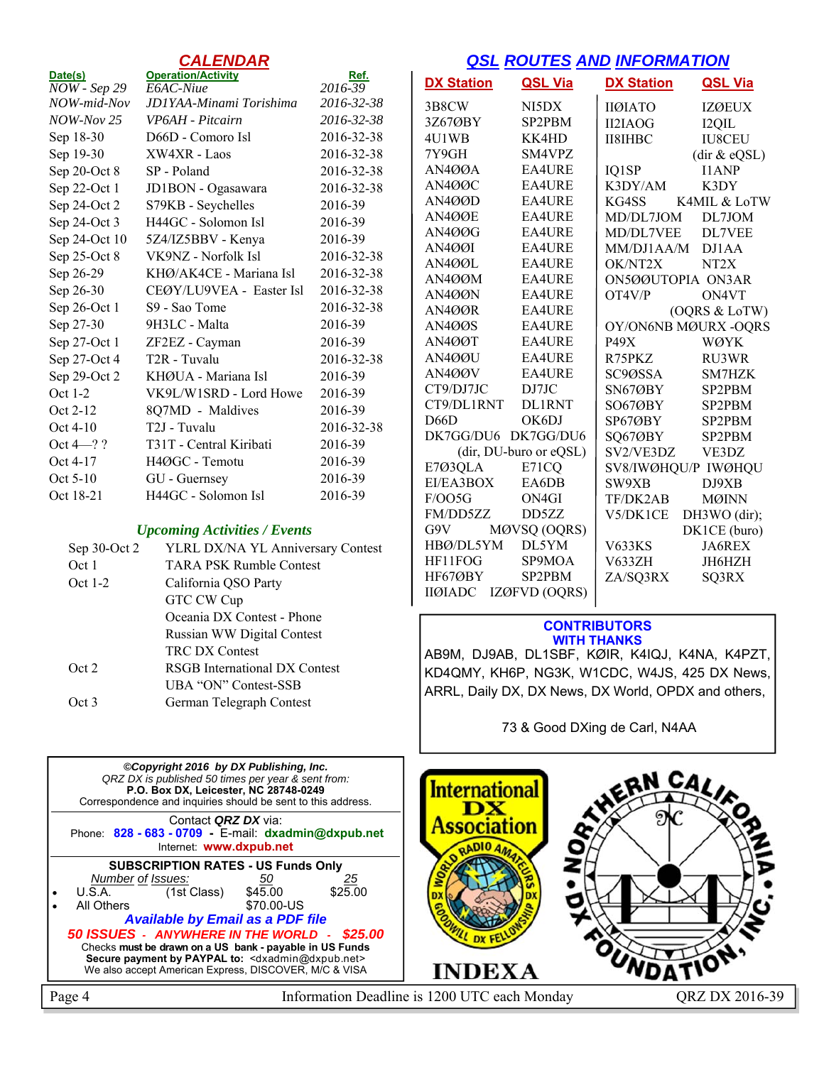## CALENDAR

| Date(s) | Operation/Activity | Ref. |
|---|---|---|
| *NOW - Sep 29* | *E6AC-Niue* | *2016-39* |
| *NOW-mid-Nov* | *JD1YAA-Minami Torishima* | *2016-32-38* |
| *NOW-Nov 25* | *VP6AH - Pitcairn* | *2016-32-38* |
| Sep 18-30 | D66D - Comoro Isl | 2016-32-38 |
| Sep 19-30 | XW4XR - Laos | 2016-32-38 |
| Sep 20-Oct 8 | SP - Poland | 2016-32-38 |
| Sep 22-Oct 1 | JD1BON - Ogasawara | 2016-32-38 |
| Sep 24-Oct 2 | S79KB - Seychelles | 2016-39 |
| Sep 24-Oct 3 | H44GC - Solomon Isl | 2016-39 |
| Sep 24-Oct 10 | 5Z4/IZ5BBV - Kenya | 2016-39 |
| Sep 25-Oct 8 | VK9NZ - Norfolk Isl | 2016-32-38 |
| Sep 26-29 | KHØ/AK4CE - Mariana Isl | 2016-32-38 |
| Sep 26-30 | CEØY/LU9VEA - Easter Isl | 2016-32-38 |
| Sep 26-Oct 1 | S9 - Sao Tome | 2016-32-38 |
| Sep 27-30 | 9H3LC - Malta | 2016-39 |
| Sep 27-Oct 1 | ZF2EZ - Cayman | 2016-39 |
| Sep 27-Oct 4 | T2R - Tuvalu | 2016-32-38 |
| Sep 29-Oct 2 | KHØUA - Mariana Isl | 2016-39 |
| Oct 1-2 | VK9L/W1SRD - Lord Howe | 2016-39 |
| Oct 2-12 | 8Q7MD - Maldives | 2016-39 |
| Oct 4-10 | T2J - Tuvalu | 2016-32-38 |
| Oct 4—? ? | T31T - Central Kiribati | 2016-39 |
| Oct 4-17 | H4ØGC - Temotu | 2016-39 |
| Oct 5-10 | GU - Guernsey | 2016-39 |
| Oct 18-21 | H44GC - Solomon Isl | 2016-39 |

### *Upcoming Activities / Events*

| | |
|---|---|
| Sep 30-Oct 2 | YLRL DX/NA YL Anniversary Contest |
| Oct 1 | TARA PSK Rumble Contest |
| Oct 1-2 | California QSO Party |
| | GTC CW Cup |
| | Oceania DX Contest - Phone |
| | Russian WW Digital Contest |
| | TRC DX Contest |
| Oct 2 | RSGB International DX Contest |
| | UBA "ON" Contest-SSB |
| Oct 3 | German Telegraph Contest |

## QSL ROUTES AND INFORMATION

| DX Station | QSL Via | DX Station | QSL Via |
|---|---|---|---|
| 3B8CW | NI5DX | IIØIATO | IZØEUX |
| 3Z67ØBY | SP2PBM | II2IAOG | I2QIL |
| 4U1WB | KK4HD | II8IHBC | IU8CEU (dir & eQSL) |
| 7Y9GH | SM4VPZ | IQ1SP | I1ANP |
| AN4ØØA | EA4URE | K3DY/AM | K3DY |
| AN4ØØC | EA4URE | KG4SS | K4MIL & LoTW |
| AN4ØØD | EA4URE | MD/DL7JOM | DL7JOM |
| AN4ØØE | EA4URE | MD/DL7VEE | DL7VEE |
| AN4ØØG | EA4URE | MM/DJ1AA/M | DJ1AA |
| AN4ØØI | EA4URE | OK/NT2X | NT2X |
| AN4ØØL | EA4URE | ON5ØØUTOPIA | ON3AR |
| AN4ØØM | EA4URE | OT4V/P | ON4VT (OQRS & LoTW) |
| AN4ØØN | EA4URE | OY/ON6NB | MØURX -OQRS |
| AN4ØØR | EA4URE | P49X | WØYK |
| AN4ØØS | EA4URE | R75PKZ | RU3WR |
| AN4ØØT | EA4URE | SC9ØSSA | SM7HZK |
| AN4ØØU | EA4URE | SN67ØBY | SP2PBM |
| AN4ØØV | EA4URE | SO67ØBY | SP2PBM |
| CT9/DJ7JC | DJ7JC | SP67ØBY | SP2PBM |
| CT9/DL1RNT | DL1RNT | SQ67ØBY | SP2PBM |
| D66D | OK6DJ | SV2/VE3DZ | VE3DZ |
| DK7GG/DU6 | DK7GG/DU6 (dir, DU-buro or eQSL) | SV8/IWØHQU/P | IWØHQU |
| E7Ø3QLA | E71CQ | SW9XB | DJ9XB |
| EI/EA3BOX | EA6DB | TF/DK2AB | MØINN |
| F/OO5G | ON4GI | V5/DK1CE | DH3WO (dir); DK1CE (buro) |
| FM/DD5ZZ | DD5ZZ | V633KS | JA6REX |
| G9V | MØVSQ (OQRS) | V633ZH | JH6HZH |
| HBØ/DL5YM | DL5YM | ZA/SQ3RX | SQ3RX |
| HF11FOG | SP9MOA | | |
| HF67ØBY | SP2PBM | | |
| IIØIADC | IZØFVD (OQRS) | | |

**CONTRIBUTORS WITH THANKS**

AB9M, DJ9AB, DL1SBF, KØIR, K4IQJ, K4NA, K4PZT, KD4QMY, KH6P, NG3K, W1CDC, W4JS, 425 DX News, ARRL, Daily DX, DX News, DX World, OPDX and others,

73 & Good DXing de Carl, N4AA

*©Copyright 2016 by DX Publishing, Inc.*
*QRZ DX is published 50 times per year & sent from:*
**P.O. Box DX, Leicester, NC 28748-0249**
Correspondence and inquiries should be sent to this address.

Contact *QRZ DX* via:
Phone: **828 - 683 - 0709** - E-mail: **dxadmin@dxpub.net**
Internet: **www.dxpub.net**

**SUBSCRIPTION RATES - US Funds Only**

| *Number of Issues:* | | *50* | *25* |
|---|---|---|---|
| • U.S.A. | (1st Class) | $45.00 | $25.00 |
| • All Others | | $70.00-US | |

***Available by Email as a PDF file***

***50 ISSUES - ANYWHERE IN THE WORLD - $25.00***

Checks **must be drawn on a US bank - payable in US Funds**
**Secure payment by PAYPAL to:** <dxadmin@dxpub.net>
We also accept American Express, DISCOVER, M/C & VISA

International DX Association — World Radio Amateurs DX Goodwill DX Fellowship — INDEXA

Northern California DX Foundation, Inc. — NC

Information Deadline is 1200 UTC each Monday